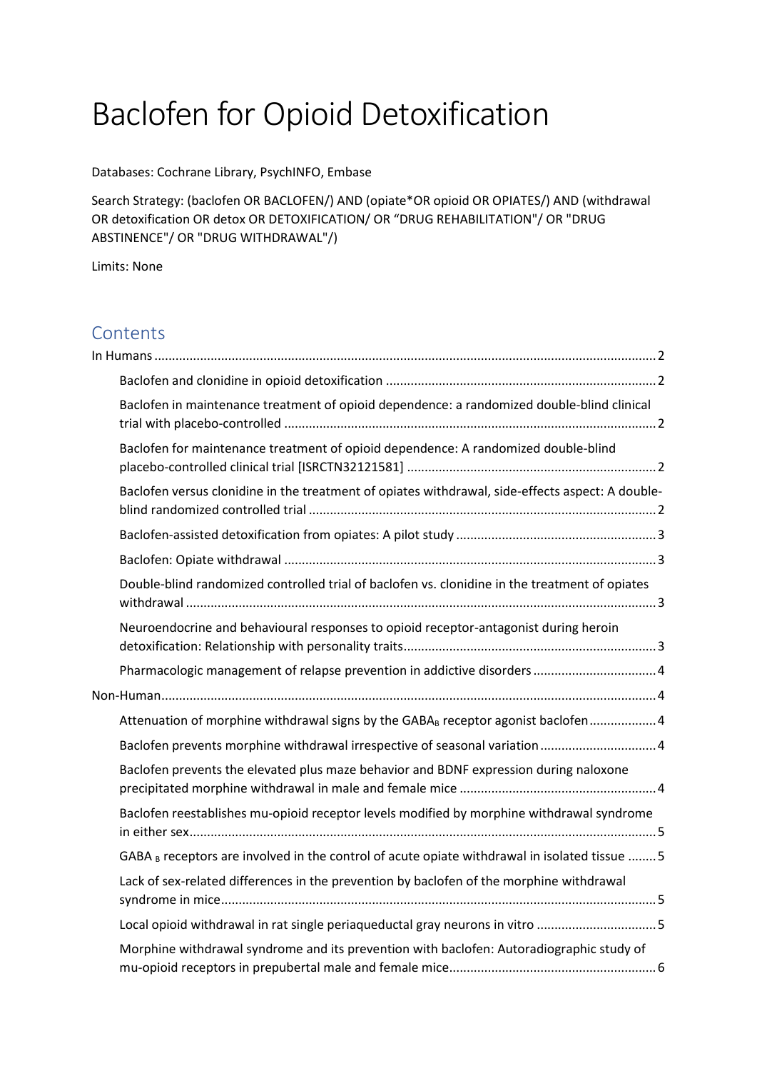# Baclofen for Opioid Detoxification

Databases: Cochrane Library, PsychINFO, Embase

Search Strategy: (baclofen OR BACLOFEN/) AND (opiate*OR opioid OR OPIATES/) AND (withdrawal OR detoxification OR detox OR DETOXIFICATION/ OR "DRUG REHABILITATION"/ OR "DRUG ABSTINENCE"/ OR "DRUG WITHDRAWAL"/)

Limits: None

## Contents

In Humans ..... 2

- Baclofen and clonidine in opioid detoxification ..... 2
- Baclofen in maintenance treatment of opioid dependence: a randomized double-blind clinical trial with placebo-controlled ..... 2
- Baclofen for maintenance treatment of opioid dependence: A randomized double-blind placebo-controlled clinical trial [ISRCTN32121581] ..... 2
- Baclofen versus clonidine in the treatment of opiates withdrawal, side-effects aspect: A double-blind randomized controlled trial ..... 2
- Baclofen-assisted detoxification from opiates: A pilot study ..... 3
- Baclofen: Opiate withdrawal ..... 3
- Double-blind randomized controlled trial of baclofen vs. clonidine in the treatment of opiates withdrawal ..... 3
- Neuroendocrine and behavioural responses to opioid receptor-antagonist during heroin detoxification: Relationship with personality traits ..... 3
- Pharmacologic management of relapse prevention in addictive disorders ..... 4

Non-Human ..... 4

- Attenuation of morphine withdrawal signs by the $GABA_B$ receptor agonist baclofen ..... 4
- Baclofen prevents morphine withdrawal irrespective of seasonal variation ..... 4
- Baclofen prevents the elevated plus maze behavior and BDNF expression during naloxone precipitated morphine withdrawal in male and female mice ..... 4
- Baclofen reestablishes mu-opioid receptor levels modified by morphine withdrawal syndrome in either sex ..... 5
- $GABA_B$ receptors are involved in the control of acute opiate withdrawal in isolated tissue ..... 5
- Lack of sex-related differences in the prevention by baclofen of the morphine withdrawal syndrome in mice ..... 5
- Local opioid withdrawal in rat single periaqueductal gray neurons in vitro ..... 5
- Morphine withdrawal syndrome and its prevention with baclofen: Autoradiographic study of mu-opioid receptors in prepubertal male and female mice ..... 6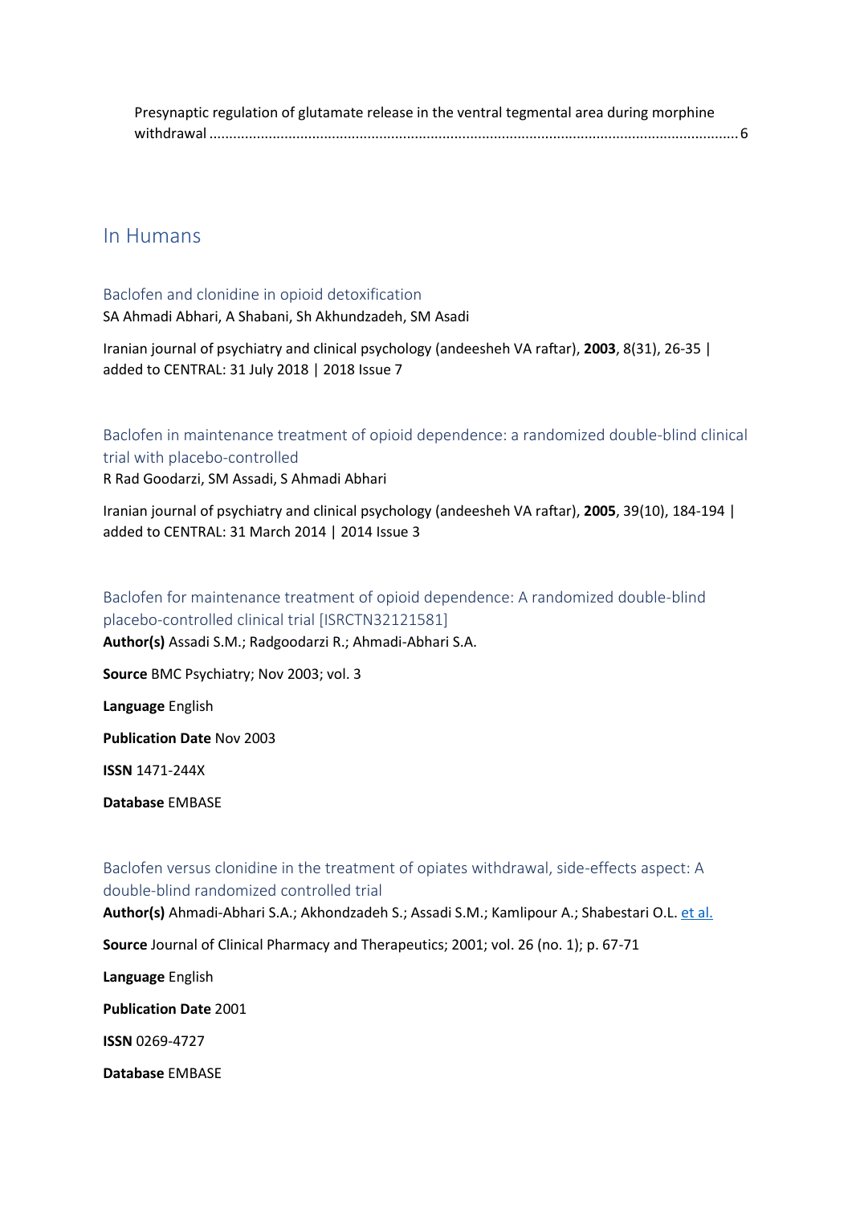Presynaptic regulation of glutamate release in the ventral tegmental area during morphine withdrawal ........................................................................................................................................ 6

## In Humans

### Baclofen and clonidine in opioid detoxification

SA Ahmadi Abhari, A Shabani, Sh Akhundzadeh, SM Asadi

Iranian journal of psychiatry and clinical psychology (andeesheh VA raftar), **2003**, 8(31), 26-35 | added to CENTRAL: 31 July 2018 | 2018 Issue 7

### Baclofen in maintenance treatment of opioid dependence: a randomized double-blind clinical trial with placebo-controlled

R Rad Goodarzi, SM Assadi, S Ahmadi Abhari

Iranian journal of psychiatry and clinical psychology (andeesheh VA raftar), **2005**, 39(10), 184-194 | added to CENTRAL: 31 March 2014 | 2014 Issue 3

### Baclofen for maintenance treatment of opioid dependence: A randomized double-blind placebo-controlled clinical trial [ISRCTN32121581]

**Author(s)** Assadi S.M.; Radgoodarzi R.; Ahmadi-Abhari S.A.

**Source** BMC Psychiatry; Nov 2003; vol. 3

**Language** English

**Publication Date** Nov 2003

**ISSN** 1471-244X

**Database** EMBASE

### Baclofen versus clonidine in the treatment of opiates withdrawal, side-effects aspect: A double-blind randomized controlled trial

**Author(s)** Ahmadi-Abhari S.A.; Akhondzadeh S.; Assadi S.M.; Kamlipour A.; Shabestari O.L. et al.

**Source** Journal of Clinical Pharmacy and Therapeutics; 2001; vol. 26 (no. 1); p. 67-71

**Language** English

**Publication Date** 2001

**ISSN** 0269-4727

**Database** EMBASE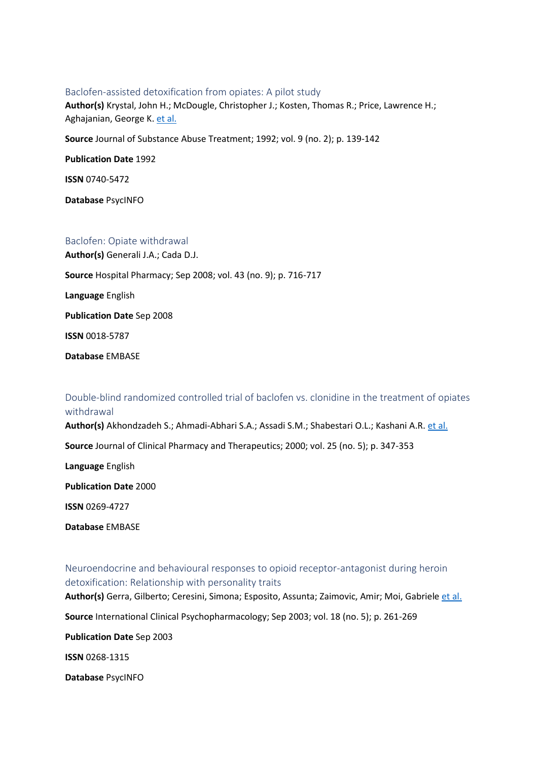Baclofen-assisted detoxification from opiates: A pilot study

**Author(s)** Krystal, John H.; McDougle, Christopher J.; Kosten, Thomas R.; Price, Lawrence H.; Aghajanian, George K. et al.

**Source** Journal of Substance Abuse Treatment; 1992; vol. 9 (no. 2); p. 139-142

**Publication Date** 1992

**ISSN** 0740-5472

**Database** PsycINFO

Baclofen: Opiate withdrawal

**Author(s)** Generali J.A.; Cada D.J.

**Source** Hospital Pharmacy; Sep 2008; vol. 43 (no. 9); p. 716-717

**Language** English

**Publication Date** Sep 2008

**ISSN** 0018-5787

**Database** EMBASE

Double-blind randomized controlled trial of baclofen vs. clonidine in the treatment of opiates withdrawal

**Author(s)** Akhondzadeh S.; Ahmadi-Abhari S.A.; Assadi S.M.; Shabestari O.L.; Kashani A.R. et al.

**Source** Journal of Clinical Pharmacy and Therapeutics; 2000; vol. 25 (no. 5); p. 347-353

**Language** English

**Publication Date** 2000

**ISSN** 0269-4727

**Database** EMBASE

Neuroendocrine and behavioural responses to opioid receptor-antagonist during heroin detoxification: Relationship with personality traits

**Author(s)** Gerra, Gilberto; Ceresini, Simona; Esposito, Assunta; Zaimovic, Amir; Moi, Gabriele et al.

**Source** International Clinical Psychopharmacology; Sep 2003; vol. 18 (no. 5); p. 261-269

**Publication Date** Sep 2003

**ISSN** 0268-1315

**Database** PsycINFO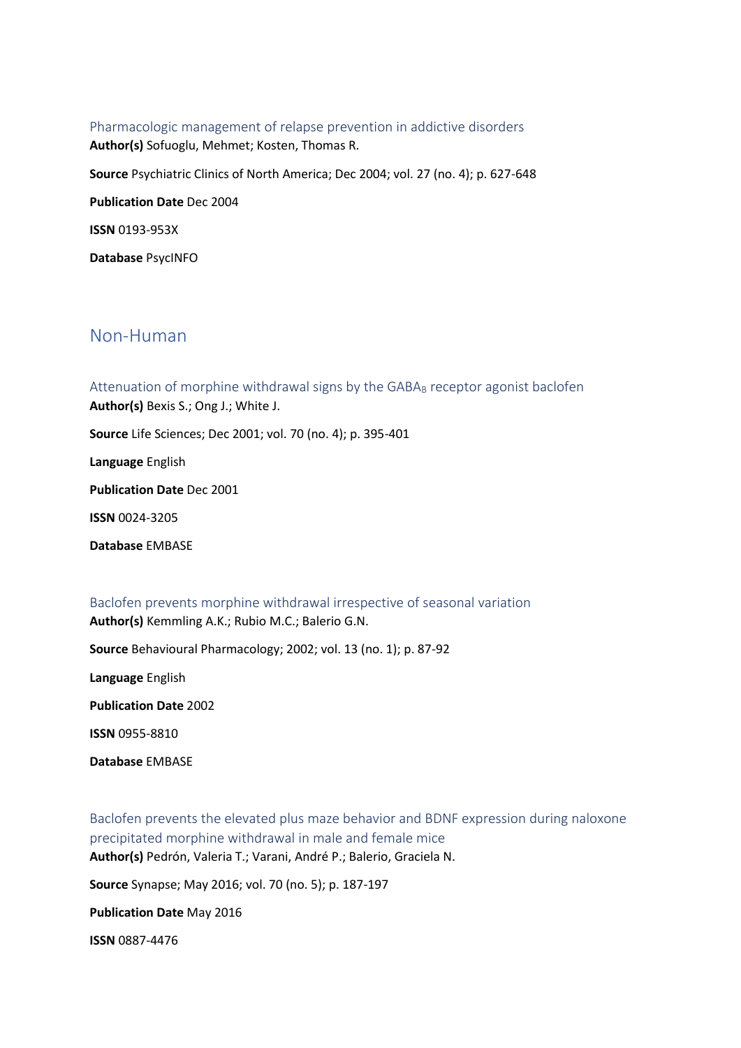### Pharmacologic management of relapse prevention in addictive disorders

**Author(s)** Sofuoglu, Mehmet; Kosten, Thomas R.

**Source** Psychiatric Clinics of North America; Dec 2004; vol. 27 (no. 4); p. 627-648

**Publication Date** Dec 2004

**ISSN** 0193-953X

**Database** PsycINFO

## Non-Human

### Attenuation of morphine withdrawal signs by the $GABA_B$ receptor agonist baclofen

**Author(s)** Bexis S.; Ong J.; White J.

**Source** Life Sciences; Dec 2001; vol. 70 (no. 4); p. 395-401

**Language** English

**Publication Date** Dec 2001

**ISSN** 0024-3205

**Database** EMBASE

### Baclofen prevents morphine withdrawal irrespective of seasonal variation

**Author(s)** Kemmling A.K.; Rubio M.C.; Balerio G.N.

**Source** Behavioural Pharmacology; 2002; vol. 13 (no. 1); p. 87-92

**Language** English

**Publication Date** 2002

**ISSN** 0955-8810

**Database** EMBASE

### Baclofen prevents the elevated plus maze behavior and BDNF expression during naloxone precipitated morphine withdrawal in male and female mice

**Author(s)** Pedrón, Valeria T.; Varani, André P.; Balerio, Graciela N.

**Source** Synapse; May 2016; vol. 70 (no. 5); p. 187-197

**Publication Date** May 2016

**ISSN** 0887-4476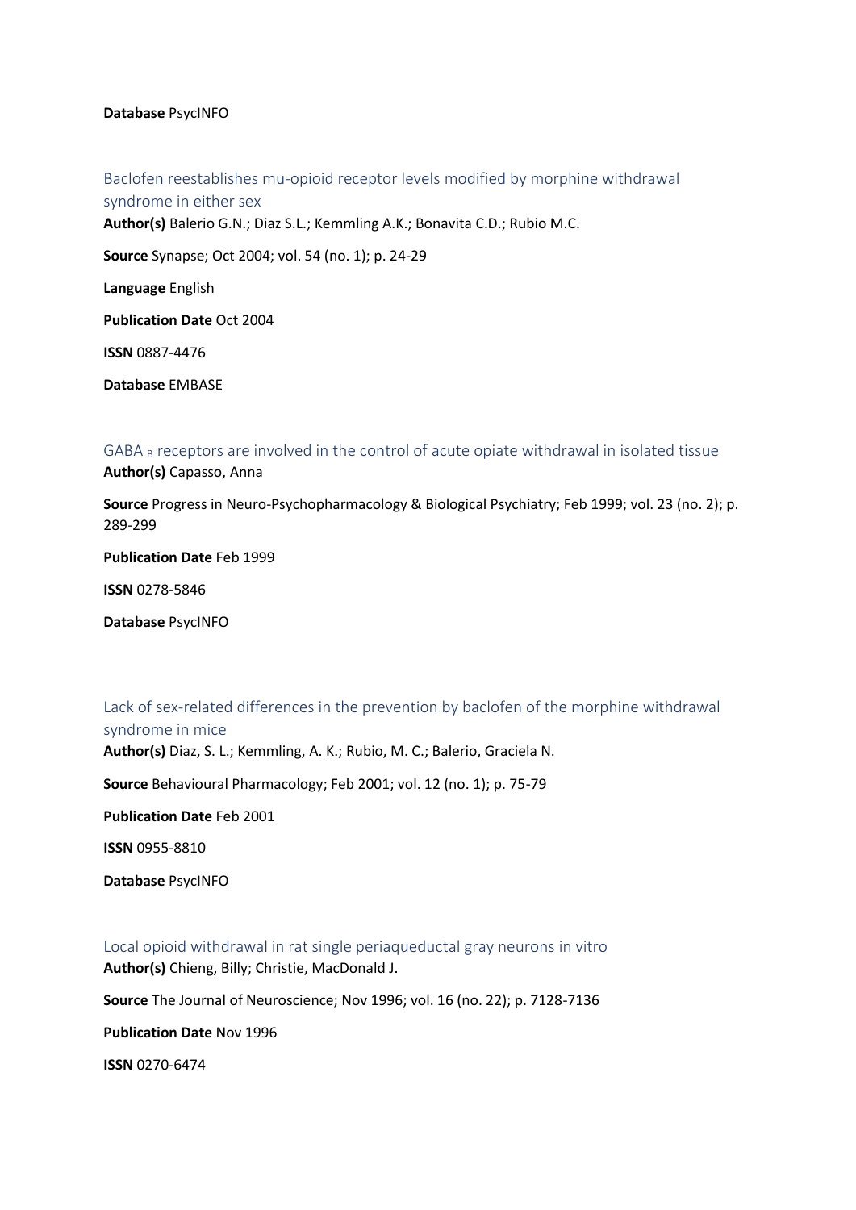**Database** PsycINFO

Baclofen reestablishes mu-opioid receptor levels modified by morphine withdrawal syndrome in either sex

**Author(s)** Balerio G.N.; Diaz S.L.; Kemmling A.K.; Bonavita C.D.; Rubio M.C.

**Source** Synapse; Oct 2004; vol. 54 (no. 1); p. 24-29

**Language** English

**Publication Date** Oct 2004

**ISSN** 0887-4476

**Database** EMBASE

GABA $_B$ receptors are involved in the control of acute opiate withdrawal in isolated tissue

**Author(s)** Capasso, Anna

**Source** Progress in Neuro-Psychopharmacology & Biological Psychiatry; Feb 1999; vol. 23 (no. 2); p. 289-299

**Publication Date** Feb 1999

**ISSN** 0278-5846

**Database** PsycINFO

Lack of sex-related differences in the prevention by baclofen of the morphine withdrawal syndrome in mice

**Author(s)** Diaz, S. L.; Kemmling, A. K.; Rubio, M. C.; Balerio, Graciela N.

**Source** Behavioural Pharmacology; Feb 2001; vol. 12 (no. 1); p. 75-79

**Publication Date** Feb 2001

**ISSN** 0955-8810

**Database** PsycINFO

Local opioid withdrawal in rat single periaqueductal gray neurons in vitro

**Author(s)** Chieng, Billy; Christie, MacDonald J.

**Source** The Journal of Neuroscience; Nov 1996; vol. 16 (no. 22); p. 7128-7136

**Publication Date** Nov 1996

**ISSN** 0270-6474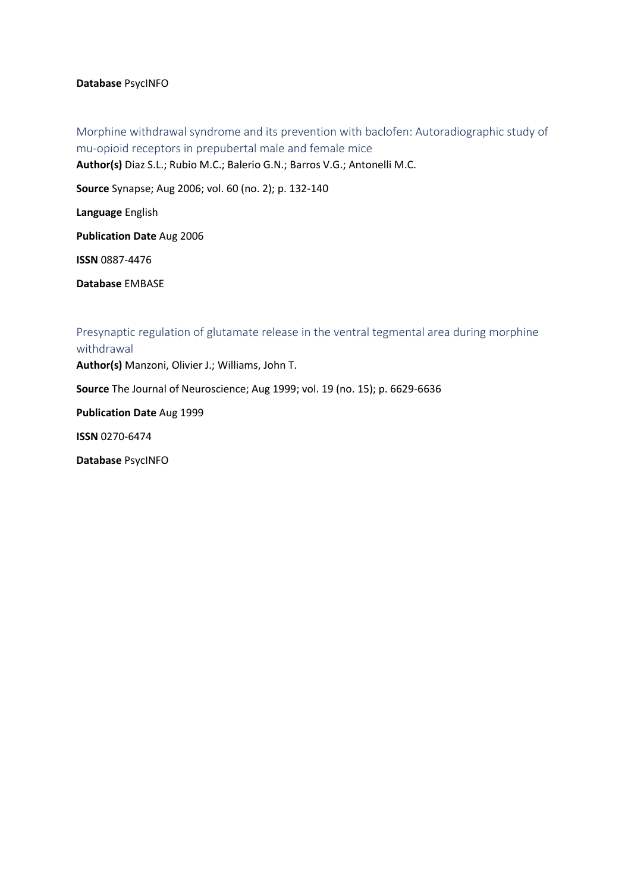**Database** PsycINFO

Morphine withdrawal syndrome and its prevention with baclofen: Autoradiographic study of mu-opioid receptors in prepubertal male and female mice

**Author(s)** Diaz S.L.; Rubio M.C.; Balerio G.N.; Barros V.G.; Antonelli M.C.

**Source** Synapse; Aug 2006; vol. 60 (no. 2); p. 132-140

**Language** English

**Publication Date** Aug 2006

**ISSN** 0887-4476

**Database** EMBASE

Presynaptic regulation of glutamate release in the ventral tegmental area during morphine withdrawal

**Author(s)** Manzoni, Olivier J.; Williams, John T.

**Source** The Journal of Neuroscience; Aug 1999; vol. 19 (no. 15); p. 6629-6636

**Publication Date** Aug 1999

**ISSN** 0270-6474

**Database** PsycINFO